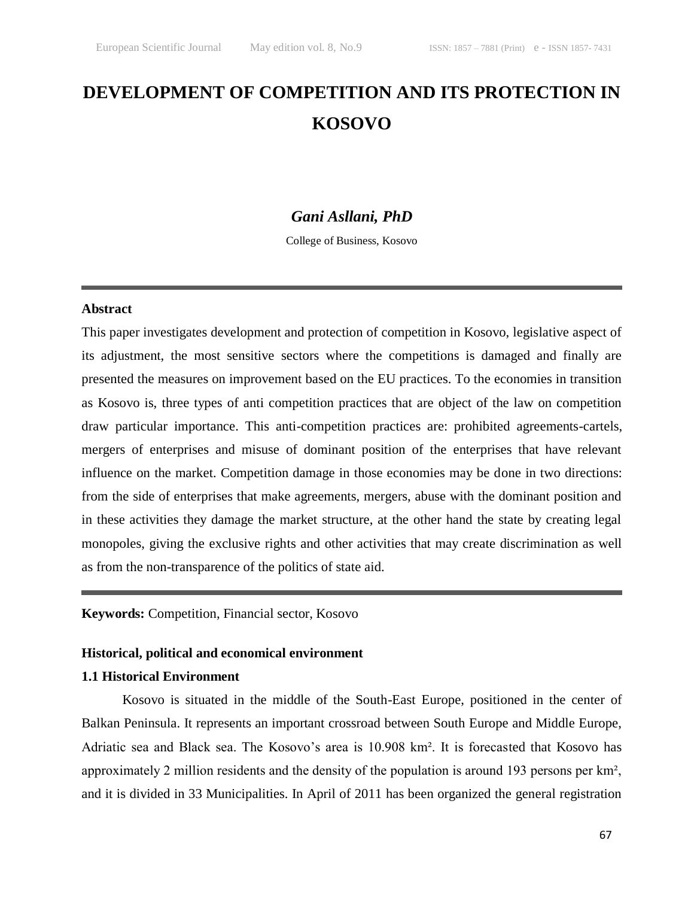# DEVELOPMENT OF COMPETITION AND ITS PROTECTION IN KOSOVO

***Gani Asllani, PhD***

College of Business, Kosovo

---

**Abstract**

This paper investigates development and protection of competition in Kosovo, legislative aspect of its adjustment, the most sensitive sectors where the competitions is damaged and finally are presented the measures on improvement based on the EU practices. To the economies in transition as Kosovo is, three types of anti competition practices that are object of the law on competition draw particular importance. This anti-competition practices are: prohibited agreements-cartels, mergers of enterprises and misuse of dominant position of the enterprises that have relevant influence on the market. Competition damage in those economies may be done in two directions: from the side of enterprises that make agreements, mergers, abuse with the dominant position and in these activities they damage the market structure, at the other hand the state by creating legal monopoles, giving the exclusive rights and other activities that may create discrimination as well as from the non-transparence of the politics of state aid.

---

**Keywords:** Competition, Financial sector, Kosovo

## Historical, political and economical environment

### 1.1 Historical Environment

Kosovo is situated in the middle of the South-East Europe, positioned in the center of Balkan Peninsula. It represents an important crossroad between South Europe and Middle Europe, Adriatic sea and Black sea. The Kosovo's area is 10.908 km². It is forecasted that Kosovo has approximately 2 million residents and the density of the population is around 193 persons per km², and it is divided in 33 Municipalities. In April of 2011 has been organized the general registration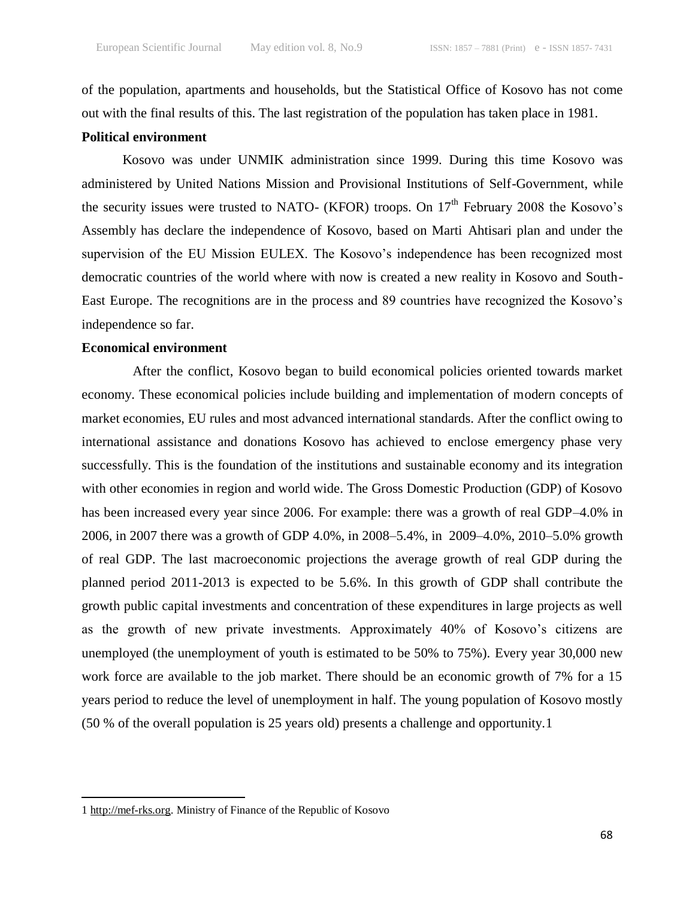of the population, apartments and households, but the Statistical Office of Kosovo has not come out with the final results of this. The last registration of the population has taken place in 1981.

**Political environment**

Kosovo was under UNMIK administration since 1999. During this time Kosovo was administered by United Nations Mission and Provisional Institutions of Self-Government, while the security issues were trusted to NATO- (KFOR) troops. On 17th February 2008 the Kosovo's Assembly has declare the independence of Kosovo, based on Marti Ahtisari plan and under the supervision of the EU Mission EULEX. The Kosovo's independence has been recognized most democratic countries of the world where with now is created a new reality in Kosovo and South-East Europe. The recognitions are in the process and 89 countries have recognized the Kosovo's independence so far.

**Economical environment**

After the conflict, Kosovo began to build economical policies oriented towards market economy. These economical policies include building and implementation of modern concepts of market economies, EU rules and most advanced international standards. After the conflict owing to international assistance and donations Kosovo has achieved to enclose emergency phase very successfully. This is the foundation of the institutions and sustainable economy and its integration with other economies in region and world wide. The Gross Domestic Production (GDP) of Kosovo has been increased every year since 2006. For example: there was a growth of real GDP–4.0% in 2006, in 2007 there was a growth of GDP 4.0%, in 2008–5.4%, in 2009–4.0%, 2010–5.0% growth of real GDP. The last macroeconomic projections the average growth of real GDP during the planned period 2011-2013 is expected to be 5.6%. In this growth of GDP shall contribute the growth public capital investments and concentration of these expenditures in large projects as well as the growth of new private investments. Approximately 40% of Kosovo's citizens are unemployed (the unemployment of youth is estimated to be 50% to 75%). Every year 30,000 new work force are available to the job market. There should be an economic growth of 7% for a 15 years period to reduce the level of unemployment in half. The young population of Kosovo mostly (50 % of the overall population is 25 years old) presents a challenge and opportunity.[1]

---

[1] http://mef-rks.org. Ministry of Finance of the Republic of Kosovo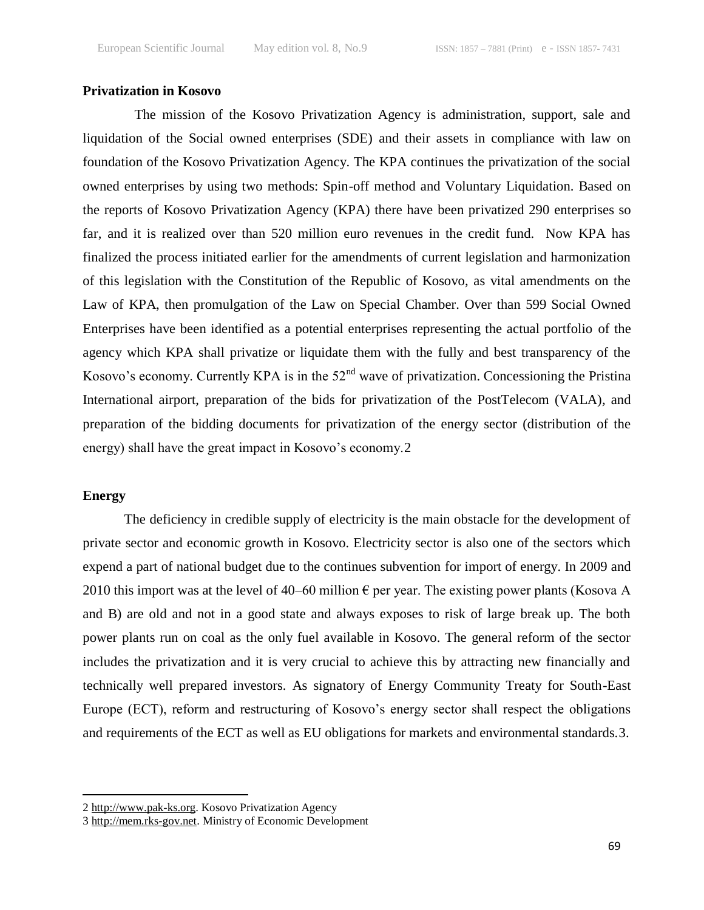**Privatization in Kosovo**

The mission of the Kosovo Privatization Agency is administration, support, sale and liquidation of the Social owned enterprises (SDE) and their assets in compliance with law on foundation of the Kosovo Privatization Agency. The KPA continues the privatization of the social owned enterprises by using two methods: Spin-off method and Voluntary Liquidation. Based on the reports of Kosovo Privatization Agency (KPA) there have been privatized 290 enterprises so far, and it is realized over than 520 million euro revenues in the credit fund. Now KPA has finalized the process initiated earlier for the amendments of current legislation and harmonization of this legislation with the Constitution of the Republic of Kosovo, as vital amendments on the Law of KPA, then promulgation of the Law on Special Chamber. Over than 599 Social Owned Enterprises have been identified as a potential enterprises representing the actual portfolio of the agency which KPA shall privatize or liquidate them with the fully and best transparency of the Kosovo's economy. Currently KPA is in the 52nd wave of privatization. Concessioning the Pristina International airport, preparation of the bids for privatization of the PostTelecom (VALA), and preparation of the bidding documents for privatization of the energy sector (distribution of the energy) shall have the great impact in Kosovo's economy.[2]

**Energy**

The deficiency in credible supply of electricity is the main obstacle for the development of private sector and economic growth in Kosovo. Electricity sector is also one of the sectors which expend a part of national budget due to the continues subvention for import of energy. In 2009 and 2010 this import was at the level of 40–60 million € per year. The existing power plants (Kosova A and B) are old and not in a good state and always exposes to risk of large break up. The both power plants run on coal as the only fuel available in Kosovo. The general reform of the sector includes the privatization and it is very crucial to achieve this by attracting new financially and technically well prepared investors. As signatory of Energy Community Treaty for South-East Europe (ECT), reform and restructuring of Kosovo's energy sector shall respect the obligations and requirements of the ECT as well as EU obligations for markets and environmental standards.[3].

---

2 http://www.pak-ks.org. Kosovo Privatization Agency

3 http://mem.rks-gov.net. Ministry of Economic Development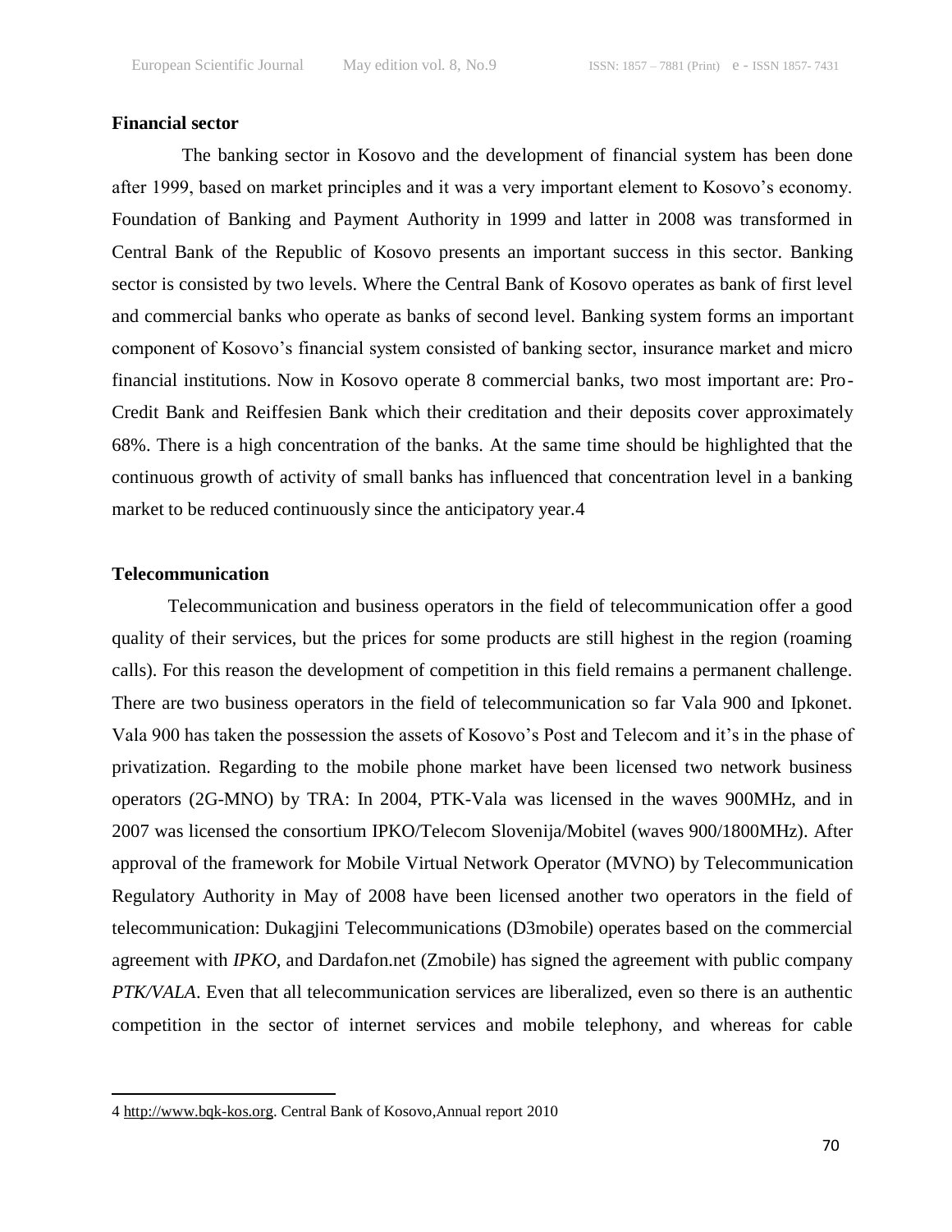### Financial sector

The banking sector in Kosovo and the development of financial system has been done after 1999, based on market principles and it was a very important element to Kosovo's economy. Foundation of Banking and Payment Authority in 1999 and latter in 2008 was transformed in Central Bank of the Republic of Kosovo presents an important success in this sector. Banking sector is consisted by two levels. Where the Central Bank of Kosovo operates as bank of first level and commercial banks who operate as banks of second level. Banking system forms an important component of Kosovo's financial system consisted of banking sector, insurance market and micro financial institutions. Now in Kosovo operate 8 commercial banks, two most important are: Pro-Credit Bank and Reiffesien Bank which their creditation and their deposits cover approximately 68%. There is a high concentration of the banks. At the same time should be highlighted that the continuous growth of activity of small banks has influenced that concentration level in a banking market to be reduced continuously since the anticipatory year.[4]

### Telecommunication

Telecommunication and business operators in the field of telecommunication offer a good quality of their services, but the prices for some products are still highest in the region (roaming calls). For this reason the development of competition in this field remains a permanent challenge. There are two business operators in the field of telecommunication so far Vala 900 and Ipkonet. Vala 900 has taken the possession the assets of Kosovo's Post and Telecom and it's in the phase of privatization. Regarding to the mobile phone market have been licensed two network business operators (2G-MNO) by TRA: In 2004, PTK-Vala was licensed in the waves 900MHz, and in 2007 was licensed the consortium IPKO/Telecom Slovenija/Mobitel (waves 900/1800MHz). After approval of the framework for Mobile Virtual Network Operator (MVNO) by Telecommunication Regulatory Authority in May of 2008 have been licensed another two operators in the field of telecommunication: Dukagjini Telecommunications (D3mobile) operates based on the commercial agreement with *IPKO*, and Dardafon.net (Zmobile) has signed the agreement with public company *PTK/VALA*. Even that all telecommunication services are liberalized, even so there is an authentic competition in the sector of internet services and mobile telephony, and whereas for cable

---

4 http://www.bqk-kos.org. Central Bank of Kosovo,Annual report 2010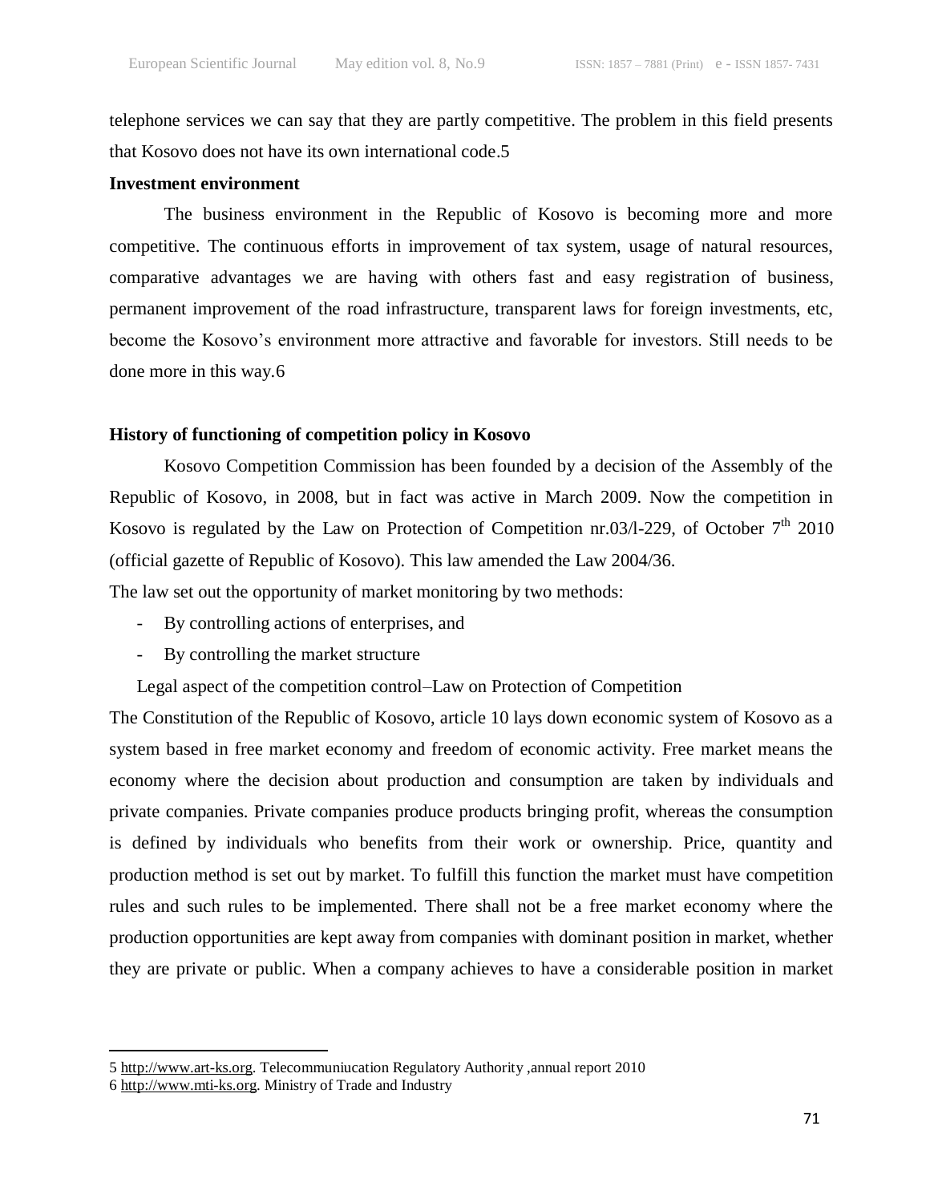telephone services we can say that they are partly competitive. The problem in this field presents that Kosovo does not have its own international code.[5]

**Investment environment**

The business environment in the Republic of Kosovo is becoming more and more competitive. The continuous efforts in improvement of tax system, usage of natural resources, comparative advantages we are having with others fast and easy registration of business, permanent improvement of the road infrastructure, transparent laws for foreign investments, etc, become the Kosovo's environment more attractive and favorable for investors. Still needs to be done more in this way.[6]

**History of functioning of competition policy in Kosovo**

Kosovo Competition Commission has been founded by a decision of the Assembly of the Republic of Kosovo, in 2008, but in fact was active in March 2009. Now the competition in Kosovo is regulated by the Law on Protection of Competition nr.03/l-229, of October 7th 2010 (official gazette of Republic of Kosovo). This law amended the Law 2004/36.

The law set out the opportunity of market monitoring by two methods:

- By controlling actions of enterprises, and
- By controlling the market structure

Legal aspect of the competition control–Law on Protection of Competition

The Constitution of the Republic of Kosovo, article 10 lays down economic system of Kosovo as a system based in free market economy and freedom of economic activity. Free market means the economy where the decision about production and consumption are taken by individuals and private companies. Private companies produce products bringing profit, whereas the consumption is defined by individuals who benefits from their work or ownership. Price, quantity and production method is set out by market. To fulfill this function the market must have competition rules and such rules to be implemented. There shall not be a free market economy where the production opportunities are kept away from companies with dominant position in market, whether they are private or public. When a company achieves to have a considerable position in market

---

5 http://www.art-ks.org. Telecommuniucation Regulatory Authority ,annual report 2010

6 http://www.mti-ks.org. Ministry of Trade and Industry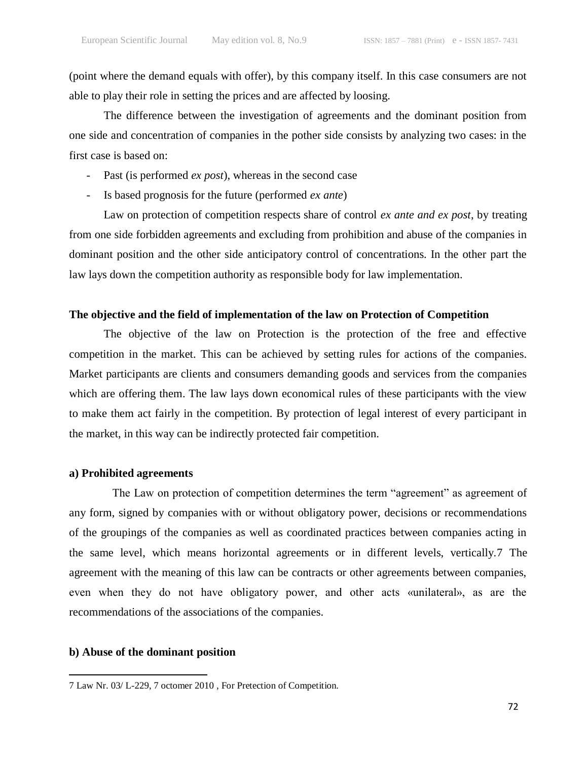(point where the demand equals with offer), by this company itself. In this case consumers are not able to play their role in setting the prices and are affected by loosing.

The difference between the investigation of agreements and the dominant position from one side and concentration of companies in the pother side consists by analyzing two cases: in the first case is based on:

- Past (is performed *ex post*), whereas in the second case
- Is based prognosis for the future (performed *ex ante*)

Law on protection of competition respects share of control *ex ante and ex post*, by treating from one side forbidden agreements and excluding from prohibition and abuse of the companies in dominant position and the other side anticipatory control of concentrations. In the other part the law lays down the competition authority as responsible body for law implementation.

**The objective and the field of implementation of the law on Protection of Competition**

The objective of the law on Protection is the protection of the free and effective competition in the market. This can be achieved by setting rules for actions of the companies. Market participants are clients and consumers demanding goods and services from the companies which are offering them. The law lays down economical rules of these participants with the view to make them act fairly in the competition. By protection of legal interest of every participant in the market, in this way can be indirectly protected fair competition.

**a) Prohibited agreements**

The Law on protection of competition determines the term "agreement" as agreement of any form, signed by companies with or without obligatory power, decisions or recommendations of the groupings of the companies as well as coordinated practices between companies acting in the same level, which means horizontal agreements or in different levels, vertically.[7] The agreement with the meaning of this law can be contracts or other agreements between companies, even when they do not have obligatory power, and other acts «unilateral», as are the recommendations of the associations of the companies.

**b) Abuse of the dominant position**

---

7 Law Nr. 03/ L-229, 7 octomer 2010 , For Pretection of Competition.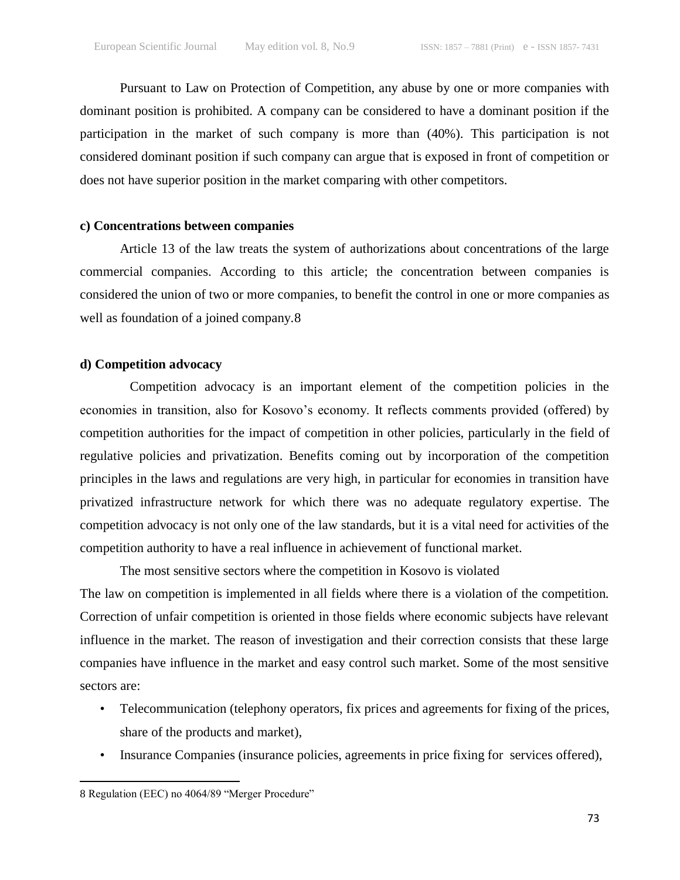Pursuant to Law on Protection of Competition, any abuse by one or more companies with dominant position is prohibited. A company can be considered to have a dominant position if the participation in the market of such company is more than (40%). This participation is not considered dominant position if such company can argue that is exposed in front of competition or does not have superior position in the market comparing with other competitors.

**c) Concentrations between companies**

Article 13 of the law treats the system of authorizations about concentrations of the large commercial companies. According to this article; the concentration between companies is considered the union of two or more companies, to benefit the control in one or more companies as well as foundation of a joined company.8

**d) Competition advocacy**

Competition advocacy is an important element of the competition policies in the economies in transition, also for Kosovo's economy. It reflects comments provided (offered) by competition authorities for the impact of competition in other policies, particularly in the field of regulative policies and privatization. Benefits coming out by incorporation of the competition principles in the laws and regulations are very high, in particular for economies in transition have privatized infrastructure network for which there was no adequate regulatory expertise. The competition advocacy is not only one of the law standards, but it is a vital need for activities of the competition authority to have a real influence in achievement of functional market.

The most sensitive sectors where the competition in Kosovo is violated

The law on competition is implemented in all fields where there is a violation of the competition. Correction of unfair competition is oriented in those fields where economic subjects have relevant influence in the market. The reason of investigation and their correction consists that these large companies have influence in the market and easy control such market. Some of the most sensitive sectors are:

- Telecommunication (telephony operators, fix prices and agreements for fixing of the prices, share of the products and market),
- Insurance Companies (insurance policies, agreements in price fixing for services offered),

---

8 Regulation (EEC) no 4064/89 "Merger Procedure"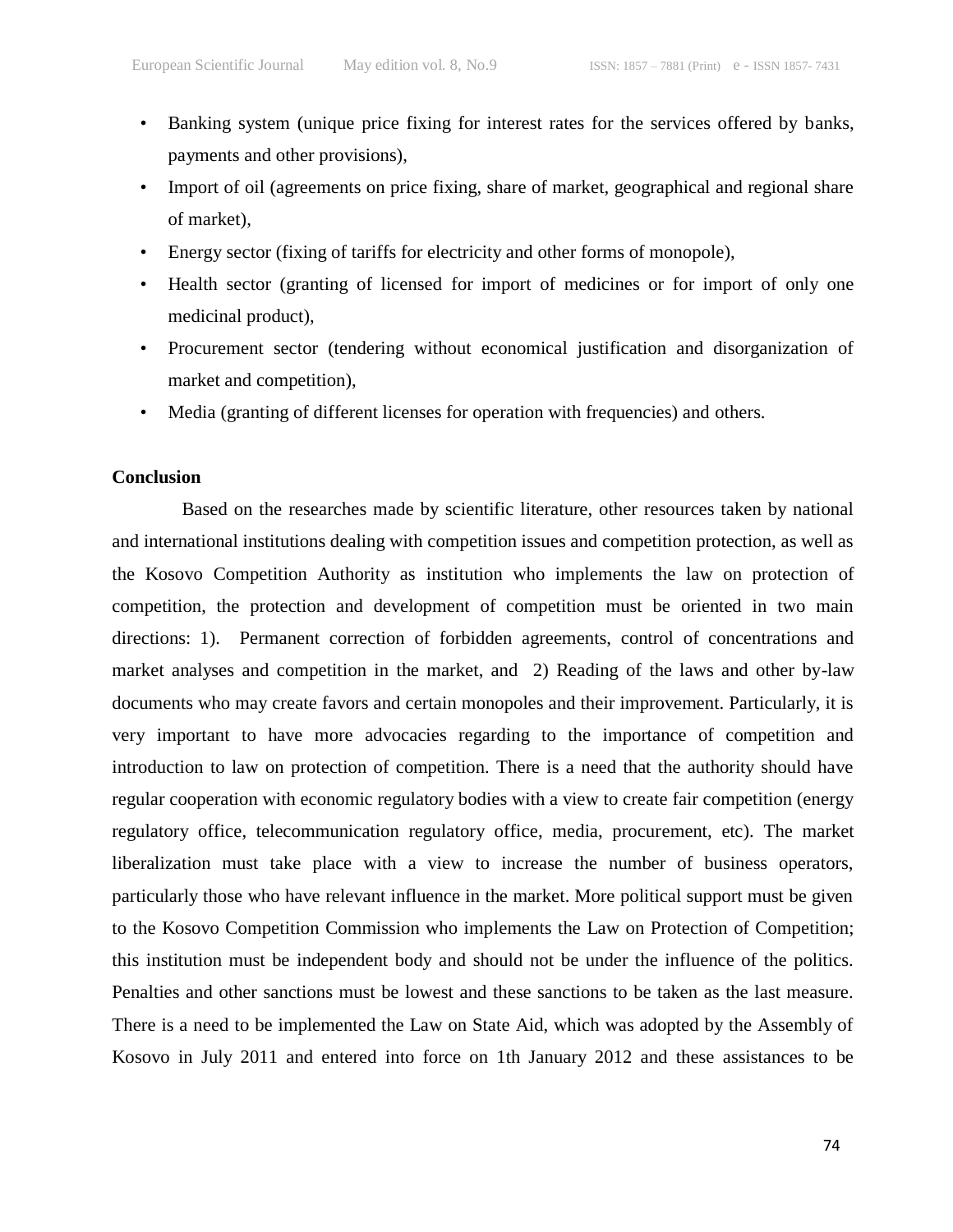- Banking system (unique price fixing for interest rates for the services offered by banks, payments and other provisions),
- Import of oil (agreements on price fixing, share of market, geographical and regional share of market),
- Energy sector (fixing of tariffs for electricity and other forms of monopole),
- Health sector (granting of licensed for import of medicines or for import of only one medicinal product),
- Procurement sector (tendering without economical justification and disorganization of market and competition),
- Media (granting of different licenses for operation with frequencies) and others.

**Conclusion**

Based on the researches made by scientific literature, other resources taken by national and international institutions dealing with competition issues and competition protection, as well as the Kosovo Competition Authority as institution who implements the law on protection of competition, the protection and development of competition must be oriented in two main directions: 1). Permanent correction of forbidden agreements, control of concentrations and market analyses and competition in the market, and 2) Reading of the laws and other by-law documents who may create favors and certain monopoles and their improvement. Particularly, it is very important to have more advocacies regarding to the importance of competition and introduction to law on protection of competition. There is a need that the authority should have regular cooperation with economic regulatory bodies with a view to create fair competition (energy regulatory office, telecommunication regulatory office, media, procurement, etc). The market liberalization must take place with a view to increase the number of business operators, particularly those who have relevant influence in the market. More political support must be given to the Kosovo Competition Commission who implements the Law on Protection of Competition; this institution must be independent body and should not be under the influence of the politics. Penalties and other sanctions must be lowest and these sanctions to be taken as the last measure. There is a need to be implemented the Law on State Aid, which was adopted by the Assembly of Kosovo in July 2011 and entered into force on 1th January 2012 and these assistances to be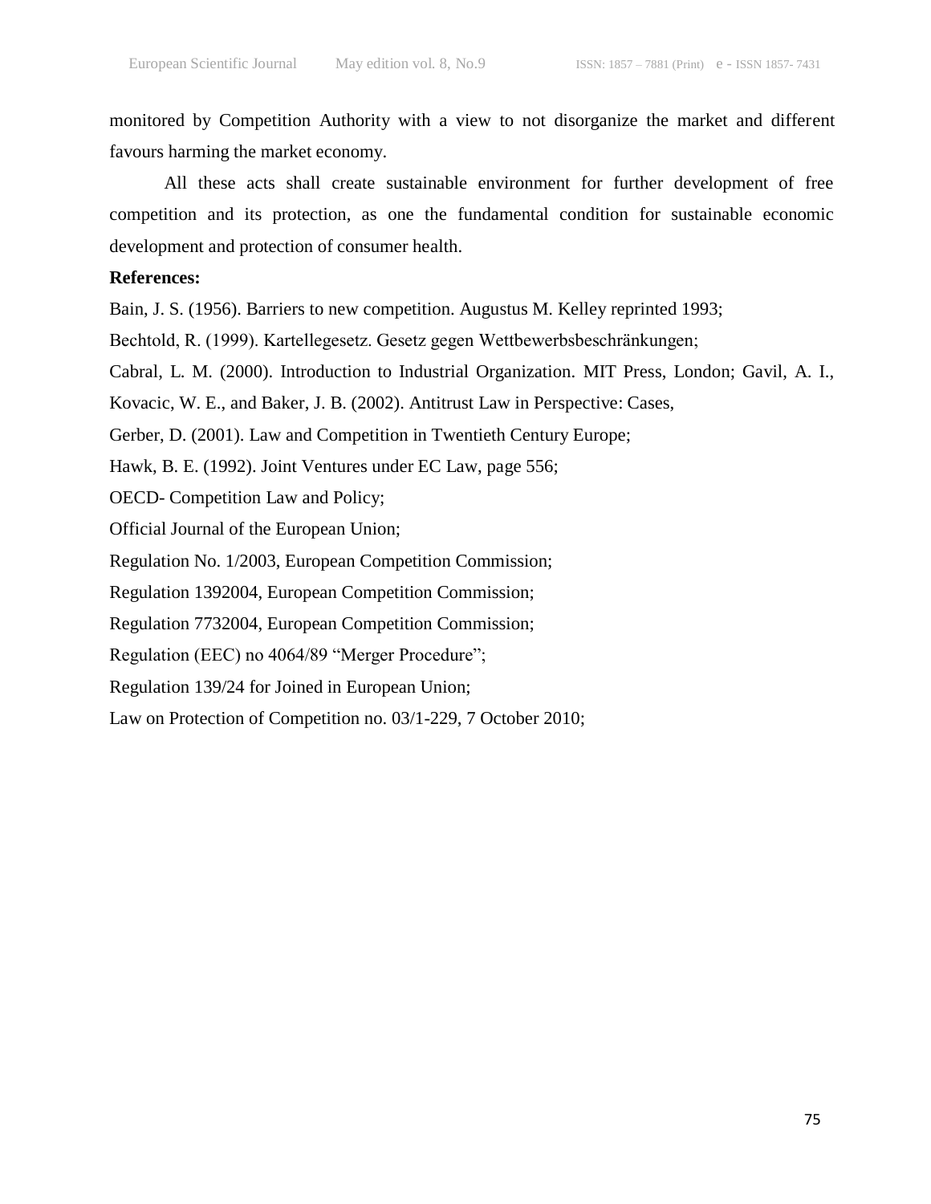monitored by Competition Authority with a view to not disorganize the market and different favours harming the market economy.

All these acts shall create sustainable environment for further development of free competition and its protection, as one the fundamental condition for sustainable economic development and protection of consumer health.

**References:**

Bain, J. S. (1956). Barriers to new competition. Augustus M. Kelley reprinted 1993;

Bechtold, R. (1999). Kartellegesetz. Gesetz gegen Wettbewerbsbeschränkungen;

Cabral, L. M. (2000). Introduction to Industrial Organization. MIT Press, London; Gavil, A. I., Kovacic, W. E., and Baker, J. B. (2002). Antitrust Law in Perspective: Cases,

Gerber, D. (2001). Law and Competition in Twentieth Century Europe;

Hawk, B. E. (1992). Joint Ventures under EC Law, page 556;

OECD- Competition Law and Policy;

Official Journal of the European Union;

Regulation No. 1/2003, European Competition Commission;

Regulation 1392004, European Competition Commission;

Regulation 7732004, European Competition Commission;

Regulation (EEC) no 4064/89 "Merger Procedure";

Regulation 139/24 for Joined in European Union;

Law on Protection of Competition no. 03/1-229, 7 October 2010;